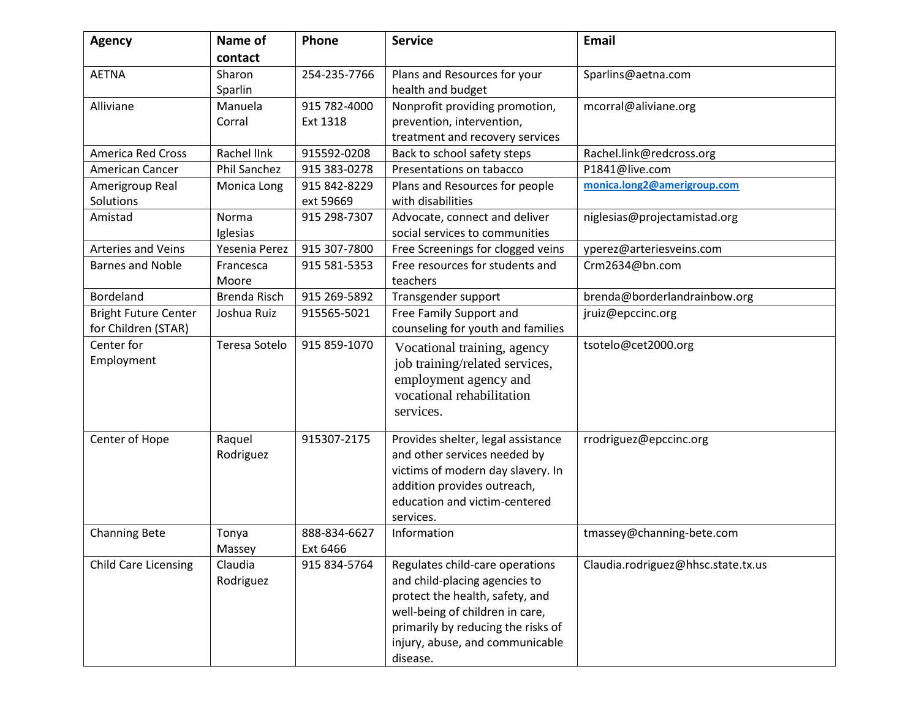| Agency | Name of contact | Phone | Service | Email |
|---|---|---|---|---|
| AETNA | Sharon Sparlin | 254-235-7766 | Plans and Resources for your health and budget | Sparlins@aetna.com |
| Alliviane | Manuela Corral | 915 782-4000 Ext 1318 | Nonprofit providing promotion, prevention, intervention, treatment and recovery services | mcorral@aliviane.org |
| America Red Cross | Rachel lInk | 915592-0208 | Back to school safety steps | Rachel.link@redcross.org |
| American Cancer | Phil Sanchez | 915 383-0278 | Presentations on tabacco | P1841@live.com |
| Amerigroup Real Solutions | Monica Long | 915 842-8229 ext 59669 | Plans and Resources for people with disabilities | **monica.long2@amerigroup.com** |
| Amistad | Norma Iglesias | 915 298-7307 | Advocate, connect and deliver social services to communities | niglesias@projectamistad.org |
| Arteries and Veins | Yesenia Perez | 915 307-7800 | Free Screenings for clogged veins | yperez@arteriesveins.com |
| Barnes and Noble | Francesca Moore | 915 581-5353 | Free resources for students and teachers | Crm2634@bn.com |
| Bordeland | Brenda Risch | 915 269-5892 | Transgender support | brenda@borderlandrainbow.org |
| Bright Future Center for Children (STAR) | Joshua Ruiz | 915565-5021 | Free Family Support and counseling for youth and families | jruiz@epccinc.org |
| Center for Employment | Teresa Sotelo | 915 859-1070 | Vocational training, agency job training/related services, employment agency and vocational rehabilitation services. | tsotelo@cet2000.org |
| Center of Hope | Raquel Rodriguez | 915307-2175 | Provides shelter, legal assistance and other services needed by victims of modern day slavery. In addition provides outreach, education and victim-centered services. | rrodriguez@epccinc.org |
| Channing Bete | Tonya Massey | 888-834-6627 Ext 6466 | Information | tmassey@channing-bete.com |
| Child Care Licensing | Claudia Rodriguez | 915 834-5764 | Regulates child-care operations and child-placing agencies to protect the health, safety, and well-being of children in care, primarily by reducing the risks of injury, abuse, and communicable disease. | Claudia.rodriguez@hhsc.state.tx.us |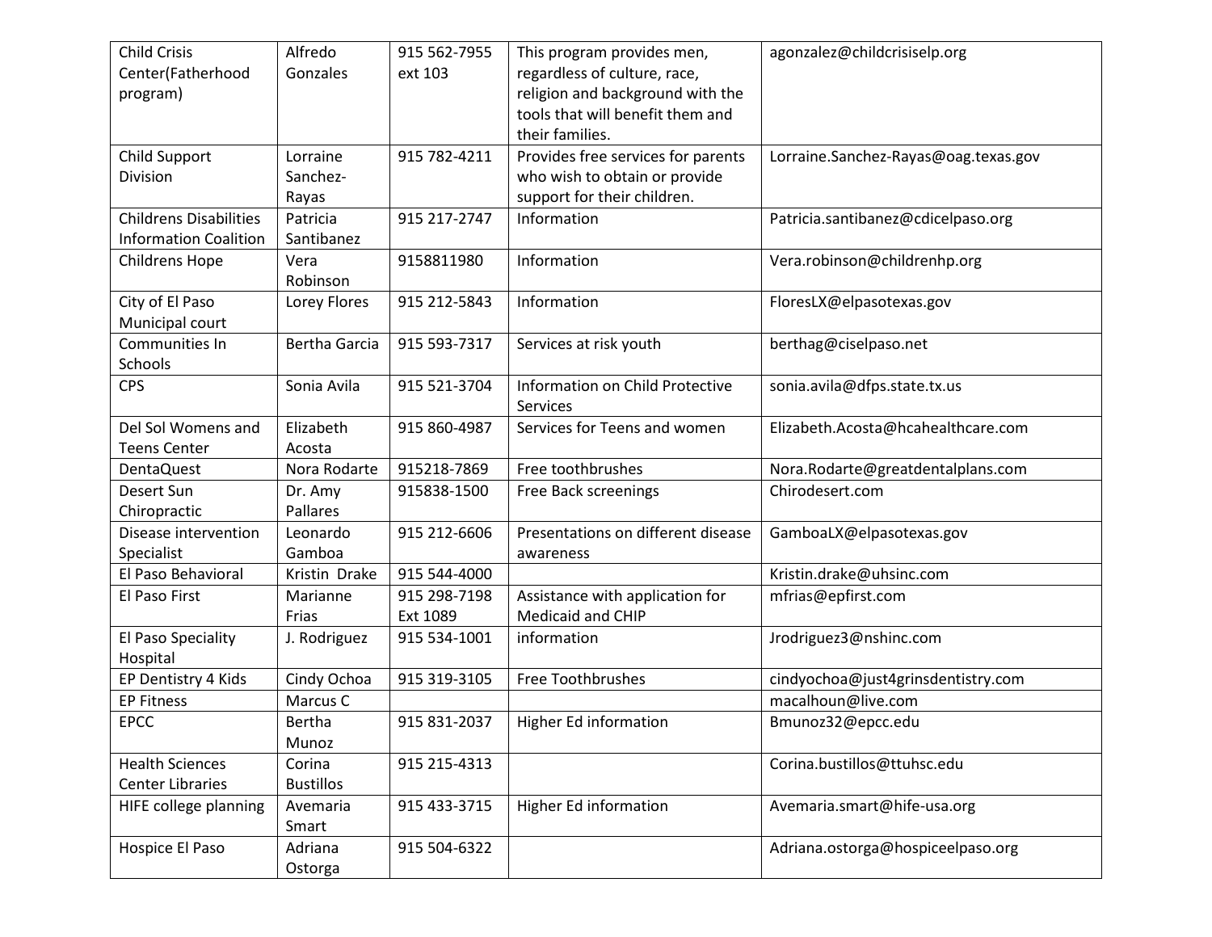| Child Crisis Center(Fatherhood program) | Alfredo Gonzales | 915 562-7955 ext 103 | This program provides men, regardless of culture, race, religion and background with the tools that will benefit them and their families. | agonzalez@childcrisiselp.org |
|---|---|---|---|---|
| Child Support Division | Lorraine Sanchez-Rayas | 915 782-4211 | Provides free services for parents who wish to obtain or provide support for their children. | Lorraine.Sanchez-Rayas@oag.texas.gov |
| Childrens Disabilities Information Coalition | Patricia Santibanez | 915 217-2747 | Information | Patricia.santibanez@cdicelpaso.org |
| Childrens Hope | Vera Robinson | 9158811980 | Information | Vera.robinson@childrenhp.org |
| City of El Paso Municipal court | Lorey Flores | 915 212-5843 | Information | FloresLX@elpasotexas.gov |
| Communities In Schools | Bertha Garcia | 915 593-7317 | Services at risk youth | berthag@ciselpaso.net |
| CPS | Sonia Avila | 915 521-3704 | Information on Child Protective Services | sonia.avila@dfps.state.tx.us |
| Del Sol Womens and Teens Center | Elizabeth Acosta | 915 860-4987 | Services for Teens and women | Elizabeth.Acosta@hcahealthcare.com |
| DentaQuest | Nora Rodarte | 915218-7869 | Free toothbrushes | Nora.Rodarte@greatdentalplans.com |
| Desert Sun Chiropractic | Dr. Amy Pallares | 915838-1500 | Free Back screenings | Chirodesert.com |
| Disease intervention Specialist | Leonardo Gamboa | 915 212-6606 | Presentations on different disease awareness | GamboaLX@elpasotexas.gov |
| El Paso Behavioral | Kristin Drake | 915 544-4000 | | Kristin.drake@uhsinc.com |
| El Paso First | Marianne Frias | 915 298-7198 Ext 1089 | Assistance with application for Medicaid and CHIP | mfrias@epfirst.com |
| El Paso Speciality Hospital | J. Rodriguez | 915 534-1001 | information | Jrodriguez3@nshinc.com |
| EP Dentistry 4 Kids | Cindy Ochoa | 915 319-3105 | Free Toothbrushes | cindyochoa@just4grinsdentistry.com |
| EP Fitness | Marcus C | | | macalhoun@live.com |
| EPCC | Bertha Munoz | 915 831-2037 | Higher Ed information | Bmunoz32@epcc.edu |
| Health Sciences Center Libraries | Corina Bustillos | 915 215-4313 | | Corina.bustillos@ttuhsc.edu |
| HIFE college planning | Avemaria Smart | 915 433-3715 | Higher Ed information | Avemaria.smart@hife-usa.org |
| Hospice El Paso | Adriana Ostorga | 915 504-6322 | | Adriana.ostorga@hospiceelpaso.org |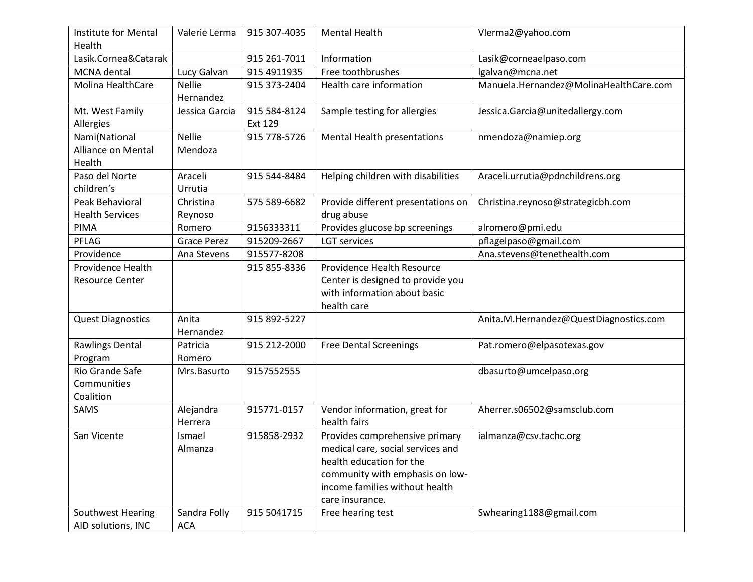| Institute for Mental Health | Valerie Lerma | 915 307-4035 | Mental Health | Vlerma2@yahoo.com |
|---|---|---|---|---|
| Lasik.Cornea&Catarak | | 915 261-7011 | Information | Lasik@corneaelpaso.com |
| MCNA dental | Lucy Galvan | 915 4911935 | Free toothbrushes | lgalvan@mcna.net |
| Molina HealthCare | Nellie Hernandez | 915 373-2404 | Health care information | Manuela.Hernandez@MolinaHealthCare.com |
| Mt. West Family Allergies | Jessica Garcia | 915 584-8124 Ext 129 | Sample testing for allergies | Jessica.Garcia@unitedallergy.com |
| Nami(National Alliance on Mental Health | Nellie Mendoza | 915 778-5726 | Mental Health presentations | nmendoza@namiep.org |
| Paso del Norte children's | Araceli Urrutia | 915 544-8484 | Helping children with disabilities | Araceli.urrutia@pdnchildrens.org |
| Peak Behavioral Health Services | Christina Reynoso | 575 589-6682 | Provide different presentations on drug abuse | Christina.reynoso@strategicbh.com |
| PIMA | Romero | 9156333311 | Provides glucose bp screenings | alromero@pmi.edu |
| PFLAG | Grace Perez | 915209-2667 | LGT services | pflagelpaso@gmail.com |
| Providence | Ana Stevens | 915577-8208 | | Ana.stevens@tenethealth.com |
| Providence Health Resource Center | | 915 855-8336 | Providence Health Resource Center is designed to provide you with information about basic health care | |
| Quest Diagnostics | Anita Hernandez | 915 892-5227 | | Anita.M.Hernandez@QuestDiagnostics.com |
| Rawlings Dental Program | Patricia Romero | 915 212-2000 | Free Dental Screenings | Pat.romero@elpasotexas.gov |
| Rio Grande Safe Communities Coalition | Mrs.Basurto | 9157552555 | | dbasurto@umcelpaso.org |
| SAMS | Alejandra Herrera | 915771-0157 | Vendor information, great for health fairs | Aherrer.s06502@samsclub.com |
| San Vicente | Ismael Almanza | 915858-2932 | Provides comprehensive primary medical care, social services and health education for the community with emphasis on low-income families without health care insurance. | ialmanza@csv.tachc.org |
| Southwest Hearing AID solutions, INC | Sandra Folly ACA | 915 5041715 | Free hearing test | Swhearing1188@gmail.com |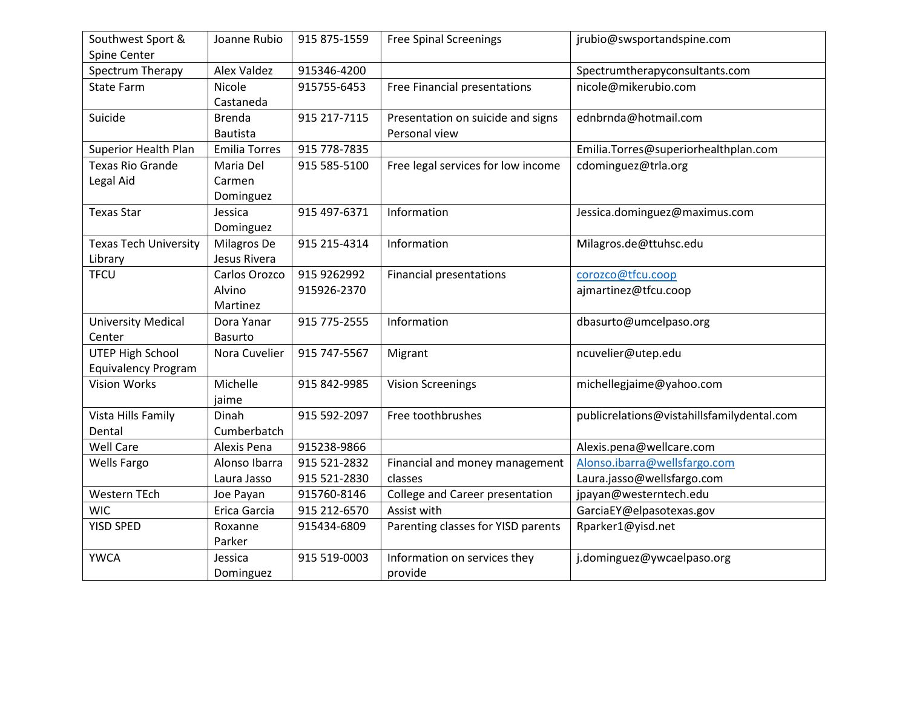| | | | | |
|---|---|---|---|---|
| Southwest Sport & Spine Center | Joanne Rubio | 915 875-1559 | Free Spinal Screenings | jrubio@swsportandspine.com |
| Spectrum Therapy | Alex Valdez | 915346-4200 | | Spectrumtherapyconsultants.com |
| State Farm | Nicole Castaneda | 915755-6453 | Free Financial presentations | nicole@mikerubio.com |
| Suicide | Brenda Bautista | 915 217-7115 | Presentation on suicide and signs Personal view | ednbrnda@hotmail.com |
| Superior Health Plan | Emilia Torres | 915 778-7835 | | Emilia.Torres@superiorhealthplan.com |
| Texas Rio Grande Legal Aid | Maria Del Carmen Dominguez | 915 585-5100 | Free legal services for low income | cdominguez@trla.org |
| Texas Star | Jessica Dominguez | 915 497-6371 | Information | Jessica.dominguez@maximus.com |
| Texas Tech University Library | Milagros De Jesus Rivera | 915 215-4314 | Information | Milagros.de@ttuhsc.edu |
| TFCU | Carlos Orozco<br>Alvino Martinez | 915 9262992<br>915926-2370 | Financial presentations | corozco@tfcu.coop<br>ajmartinez@tfcu.coop |
| University Medical Center | Dora Yanar Basurto | 915 775-2555 | Information | dbasurto@umcelpaso.org |
| UTEP High School Equivalency Program | Nora Cuvelier | 915 747-5567 | Migrant | ncuvelier@utep.edu |
| Vision Works | Michelle jaime | 915 842-9985 | Vision Screenings | michellegjaime@yahoo.com |
| Vista Hills Family Dental | Dinah Cumberbatch | 915 592-2097 | Free toothbrushes | publicrelations@vistahillsfamilydental.com |
| Well Care | Alexis Pena | 915238-9866 | | Alexis.pena@wellcare.com |
| Wells Fargo | Alonso Ibarra<br>Laura Jasso | 915 521-2832<br>915 521-2830 | Financial and money management classes | Alonso.ibarra@wellsfargo.com<br>Laura.jasso@wellsfargo.com |
| Western TEch | Joe Payan | 915760-8146 | College and Career presentation | jpayan@westerntech.edu |
| WIC | Erica Garcia | 915 212-6570 | Assist with | GarciaEY@elpasotexas.gov |
| YISD SPED | Roxanne Parker | 915434-6809 | Parenting classes for YISD parents | Rparker1@yisd.net |
| YWCA | Jessica Dominguez | 915 519-0003 | Information on services they provide | j.dominguez@ywcaelpaso.org |